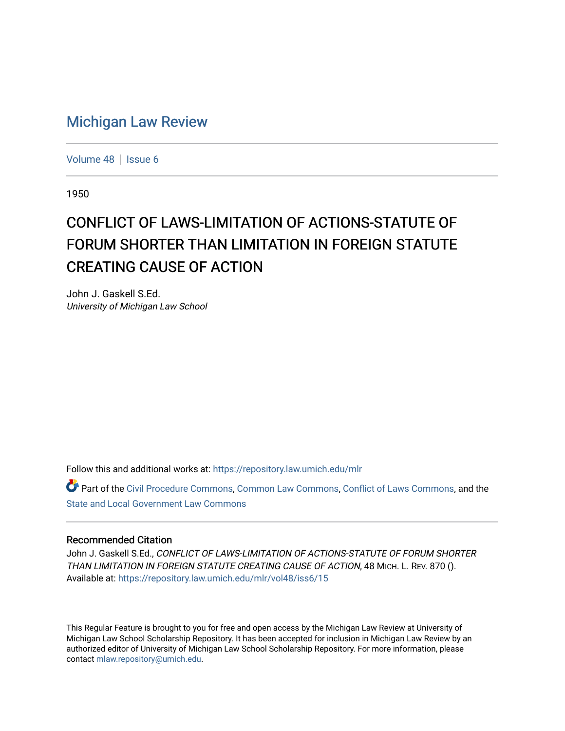# Michigan Law Review

Volume 48 | Issue 6

1950

## CONFLICT OF LAWS-LIMITATION OF ACTIONS-STATUTE OF FORUM SHORTER THAN LIMITATION IN FOREIGN STATUTE CREATING CAUSE OF ACTION

John J. Gaskell S.Ed.
*University of Michigan Law School*

Follow this and additional works at: https://repository.law.umich.edu/mlr

Part of the Civil Procedure Commons, Common Law Commons, Conflict of Laws Commons, and the State and Local Government Law Commons

### Recommended Citation

John J. Gaskell S.Ed., *CONFLICT OF LAWS-LIMITATION OF ACTIONS-STATUTE OF FORUM SHORTER THAN LIMITATION IN FOREIGN STATUTE CREATING CAUSE OF ACTION*, 48 MICH. L. REV. 870 ().
Available at: https://repository.law.umich.edu/mlr/vol48/iss6/15

This Regular Feature is brought to you for free and open access by the Michigan Law Review at University of Michigan Law School Scholarship Repository. It has been accepted for inclusion in Michigan Law Review by an authorized editor of University of Michigan Law School Scholarship Repository. For more information, please contact mlaw.repository@umich.edu.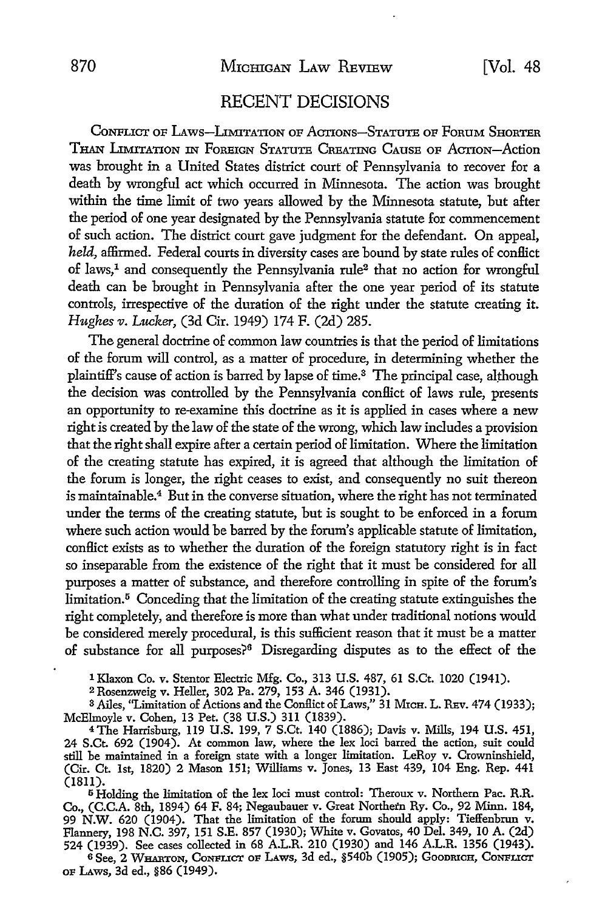## RECENT DECISIONS

CONFLICT OF LAWS—LIMITATION OF ACTIONS—STATUTE OF FORUM SHORTER THAN LIMITATION IN FOREIGN STATUTE CREATING CAUSE OF ACTION—Action was brought in a United States district court of Pennsylvania to recover for a death by wrongful act which occurred in Minnesota. The action was brought within the time limit of two years allowed by the Minnesota statute, but after the period of one year designated by the Pennsylvania statute for commencement of such action. The district court gave judgment for the defendant. On appeal, *held,* affirmed. Federal courts in diversity cases are bound by state rules of conflict of laws,[1] and consequently the Pennsylvania rule[2] that no action for wrongful death can be brought in Pennsylvania after the one year period of its statute controls, irrespective of the duration of the right under the statute creating it. *Hughes v. Lucker,* (3d Cir. 1949) 174 F. (2d) 285.

The general doctrine of common law countries is that the period of limitations of the forum will control, as a matter of procedure, in determining whether the plaintiff's cause of action is barred by lapse of time.[3] The principal case, although the decision was controlled by the Pennsylvania conflict of laws rule, presents an opportunity to re-examine this doctrine as it is applied in cases where a new right is created by the law of the state of the wrong, which law includes a provision that the right shall expire after a certain period of limitation. Where the limitation of the creating statute has expired, it is agreed that although the limitation of the forum is longer, the right ceases to exist, and consequently no suit thereon is maintainable.[4] But in the converse situation, where the right has not terminated under the terms of the creating statute, but is sought to be enforced in a forum where such action would be barred by the forum's applicable statute of limitation, conflict exists as to whether the duration of the foreign statutory right is in fact so inseparable from the existence of the right that it must be considered for all purposes a matter of substance, and therefore controlling in spite of the forum's limitation.[5] Conceding that the limitation of the creating statute extinguishes the right completely, and therefore is more than what under traditional notions would be considered merely procedural, is this sufficient reason that it must be a matter of substance for all purposes?[6] Disregarding disputes as to the effect of the

---

[1] Klaxon Co. v. Stentor Electric Mfg. Co., 313 U.S. 487, 61 S.Ct. 1020 (1941).

[2] Rosenzweig v. Heller, 302 Pa. 279, 153 A. 346 (1931).

[3] Ailes, "Limitation of Actions and the Conflict of Laws," 31 MICH. L. REV. 474 (1933); McElmoyle v. Cohen, 13 Pet. (38 U.S.) 311 (1839).

[4] The Harrisburg, 119 U.S. 199, 7 S.Ct. 140 (1886); Davis v. Mills, 194 U.S. 451, 24 S.Ct. 692 (1904). At common law, where the lex loci barred the action, suit could still be maintained in a foreign state with a longer limitation. LeRoy v. Crowninshield, (Cir. Ct. 1st, 1820) 2 Mason 151; Williams v. Jones, 13 East 439, 104 Eng. Rep. 441 (1811).

[5] Holding the limitation of the lex loci must control: Theroux v. Northern Pac. R.R. Co., (C.C.A. 8th, 1894) 64 F. 84; Negaubauer v. Great Northern Ry. Co., 92 Minn. 184, 99 N.W. 620 (1904). That the limitation of the forum should apply: Tieffenbrun v. Flannery, 198 N.C. 397, 151 S.E. 857 (1930); White v. Govatos, 40 Del. 349, 10 A. (2d) 524 (1939). See cases collected in 68 A.L.R. 210 (1930) and 146 A.L.R. 1356 (1943).

[6] See, 2 WHARTON, CONFLICT OF LAWS, 3d ed., §540b (1905); GOODRICH, CONFLICT OF LAWS, 3d ed., §86 (1949).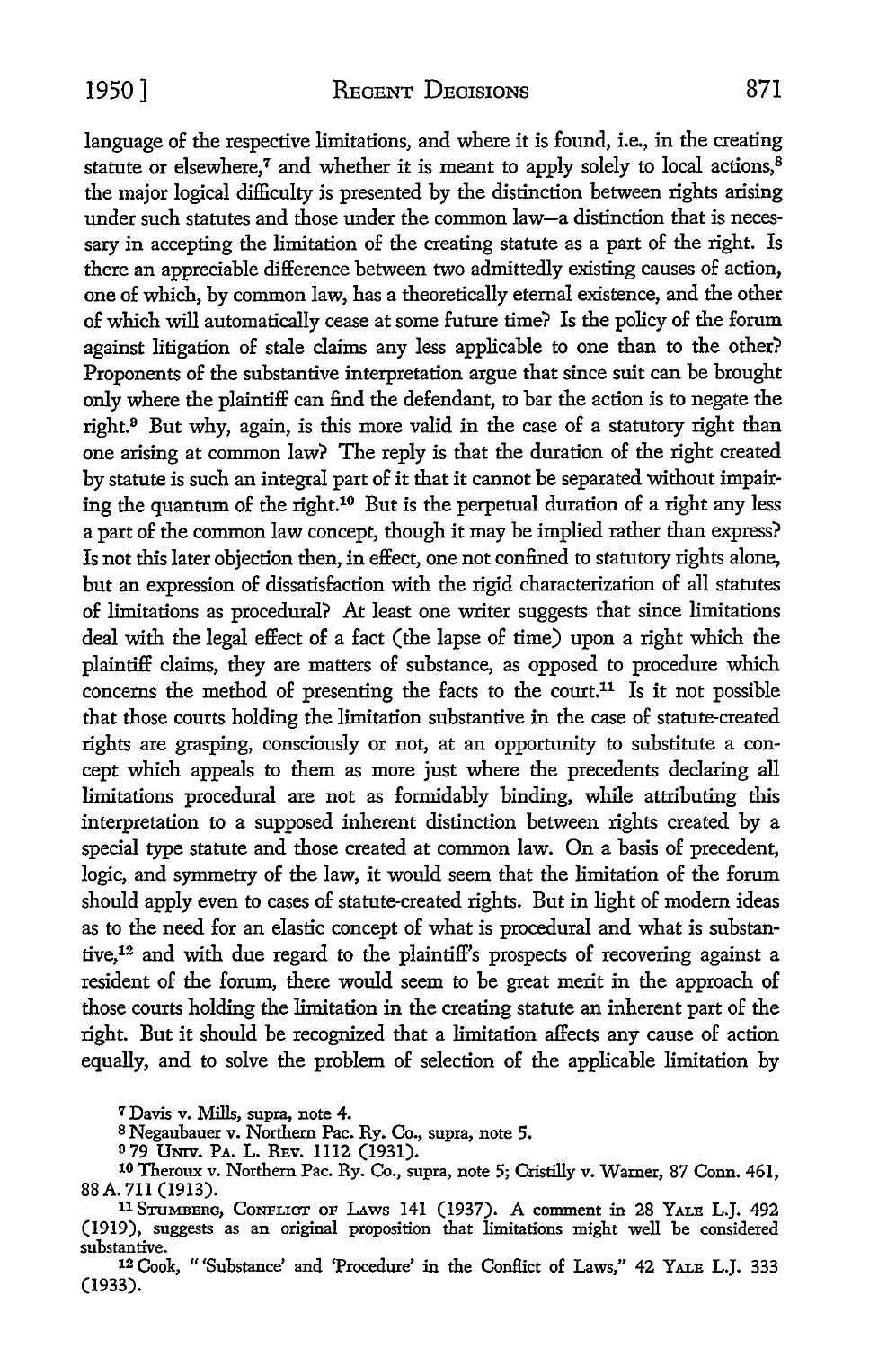language of the respective limitations, and where it is found, i.e., in the creating statute or elsewhere,[7] and whether it is meant to apply solely to local actions,[8] the major logical difficulty is presented by the distinction between rights arising under such statutes and those under the common law—a distinction that is necessary in accepting the limitation of the creating statute as a part of the right. Is there an appreciable difference between two admittedly existing causes of action, one of which, by common law, has a theoretically eternal existence, and the other of which will automatically cease at some future time? Is the policy of the forum against litigation of stale claims any less applicable to one than to the other? Proponents of the substantive interpretation argue that since suit can be brought only where the plaintiff can find the defendant, to bar the action is to negate the right.[9] But why, again, is this more valid in the case of a statutory right than one arising at common law? The reply is that the duration of the right created by statute is such an integral part of it that it cannot be separated without impairing the quantum of the right.[10] But is the perpetual duration of a right any less a part of the common law concept, though it may be implied rather than express? Is not this later objection then, in effect, one not confined to statutory rights alone, but an expression of dissatisfaction with the rigid characterization of all statutes of limitations as procedural? At least one writer suggests that since limitations deal with the legal effect of a fact (the lapse of time) upon a right which the plaintiff claims, they are matters of substance, as opposed to procedure which concerns the method of presenting the facts to the court.[11] Is it not possible that those courts holding the limitation substantive in the case of statute-created rights are grasping, consciously or not, at an opportunity to substitute a concept which appeals to them as more just where the precedents declaring all limitations procedural are not as formidably binding, while attributing this interpretation to a supposed inherent distinction between rights created by a special type statute and those created at common law. On a basis of precedent, logic, and symmetry of the law, it would seem that the limitation of the forum should apply even to cases of statute-created rights. But in light of modern ideas as to the need for an elastic concept of what is procedural and what is substantive,[12] and with due regard to the plaintiff's prospects of recovering against a resident of the forum, there would seem to be great merit in the approach of those courts holding the limitation in the creating statute an inherent part of the right. But it should be recognized that a limitation affects any cause of action equally, and to solve the problem of selection of the applicable limitation by

---

[7] Davis v. Mills, supra, note 4.

[8] Negaubauer v. Northern Pac. Ry. Co., supra, note 5.

[9] 79 UNIV. PA. L. REV. 1112 (1931).

[10] Theroux v. Northern Pac. Ry. Co., supra, note 5; Cristilly v. Warner, 87 Conn. 461, 88 A. 711 (1913).

[11] STUMBERG, CONFLICT OF LAWS 141 (1937). A comment in 28 YALE L.J. 492 (1919), suggests as an original proposition that limitations might well be considered substantive.

[12] Cook, "'Substance' and 'Procedure' in the Conflict of Laws," 42 YALE L.J. 333 (1933).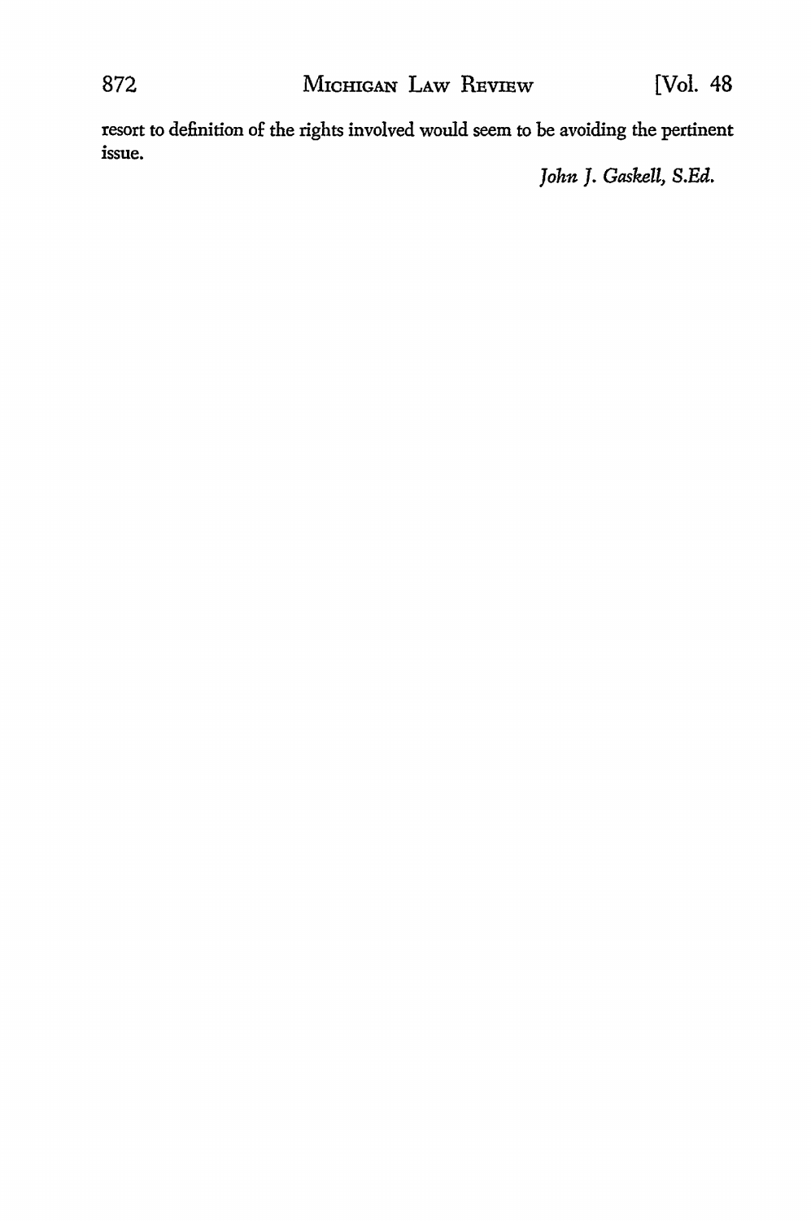resort to definition of the rights involved would seem to be avoiding the pertinent issue.

*John J. Gaskell, S.Ed.*